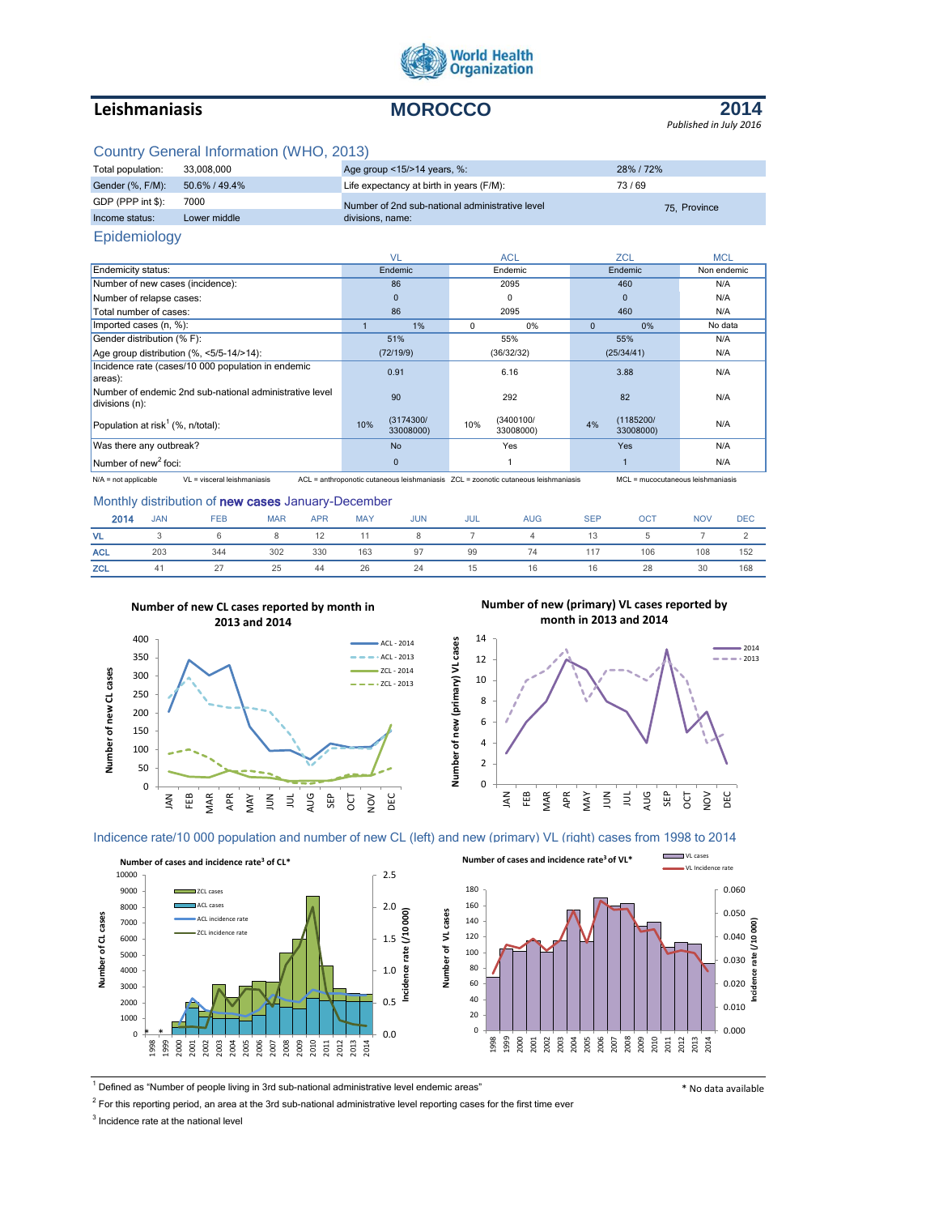World Health Organization

# Leishmaniasis — MOROCCO — 2014

*Published in July 2016*

## Country General Information (WHO, 2013)

| | | | |
|---|---|---|---|
| Total population: | 33,008,000 | Age group <15/>14 years, %: | 28% / 72% |
| Gender (%, F/M): | 50.6% / 49.4% | Life expectancy at birth in years (F/M): | 73 / 69 |
| GDP (PPP int $): | 7000 | Number of 2nd sub-national administrative level divisions, name: | 75, Province |
| Income status: | Lower middle | | |

## Epidemiology

| | VL | | ACL | | ZCL | | MCL |
|---|---|---|---|---|---|---|---|
| Endemicity status: | Endemic | | Endemic | | Endemic | | Non endemic |
| Number of new cases (incidence): | 86 | | 2095 | | 460 | | N/A |
| Number of relapse cases: | 0 | | 0 | | 0 | | N/A |
| Total number of cases: | 86 | | 2095 | | 460 | | N/A |
| Imported cases (n, %): | 1 | 1% | 0 | 0% | 0 | 0% | No data |
| Gender distribution (% F): | 51% | | 55% | | 55% | | N/A |
| Age group distribution (%, <5/5-14/>14): | (72/19/9) | | (36/32/32) | | (25/34/41) | | N/A |
| Incidence rate (cases/10 000 population in endemic areas): | 0.91 | | 6.16 | | 3.88 | | N/A |
| Number of endemic 2nd sub-national administrative level divisions (n): | 90 | | 292 | | 82 | | N/A |
| Population at risk[1] (%, n/total): | 10% | (3174300/ 33008000) | 10% | (3400100/ 33008000) | 4% | (1185200/ 33008000) | N/A |
| Was there any outbreak? | No | | Yes | | Yes | | N/A |
| Number of new[2] foci: | 0 | | 1 | | 1 | | N/A |

N/A = not applicable; VL = visceral leishmaniasis; ACL = anthroponotic cutaneous leishmaniasis; ZCL = zoonotic cutaneous leishmaniasis; MCL = mucocutaneous leishmaniasis

## Monthly distribution of **new cases** January-December

| 2014 | JAN | FEB | MAR | APR | MAY | JUN | JUL | AUG | SEP | OCT | NOV | DEC |
|---|---|---|---|---|---|---|---|---|---|---|---|---|
| VL | 3 | 6 | 8 | 12 | 11 | 8 | 7 | 4 | 13 | 5 | 7 | 2 |
| ACL | 203 | 344 | 302 | 330 | 163 | 97 | 99 | 74 | 117 | 106 | 108 | 152 |
| ZCL | 41 | 27 | 25 | 44 | 26 | 24 | 15 | 16 | 16 | 28 | 30 | 168 |

**Number of new CL cases reported by month in 2013 and 2014**

**Number of new (primary) VL cases reported by month in 2013 and 2014**

## Indicence rate/10 000 population and number of new CL (left) and new (primary) VL (right) cases from 1998 to 2014

**Number of cases and incidence rate[3] of CL***

**Number of cases and incidence rate[3] of VL***

[1] Defined as "Number of people living in 3rd sub-national administrative level endemic areas"

[2] For this reporting period, an area at the 3rd sub-national administrative level reporting cases for the first time ever

[3] Incidence rate at the national level

\* No data available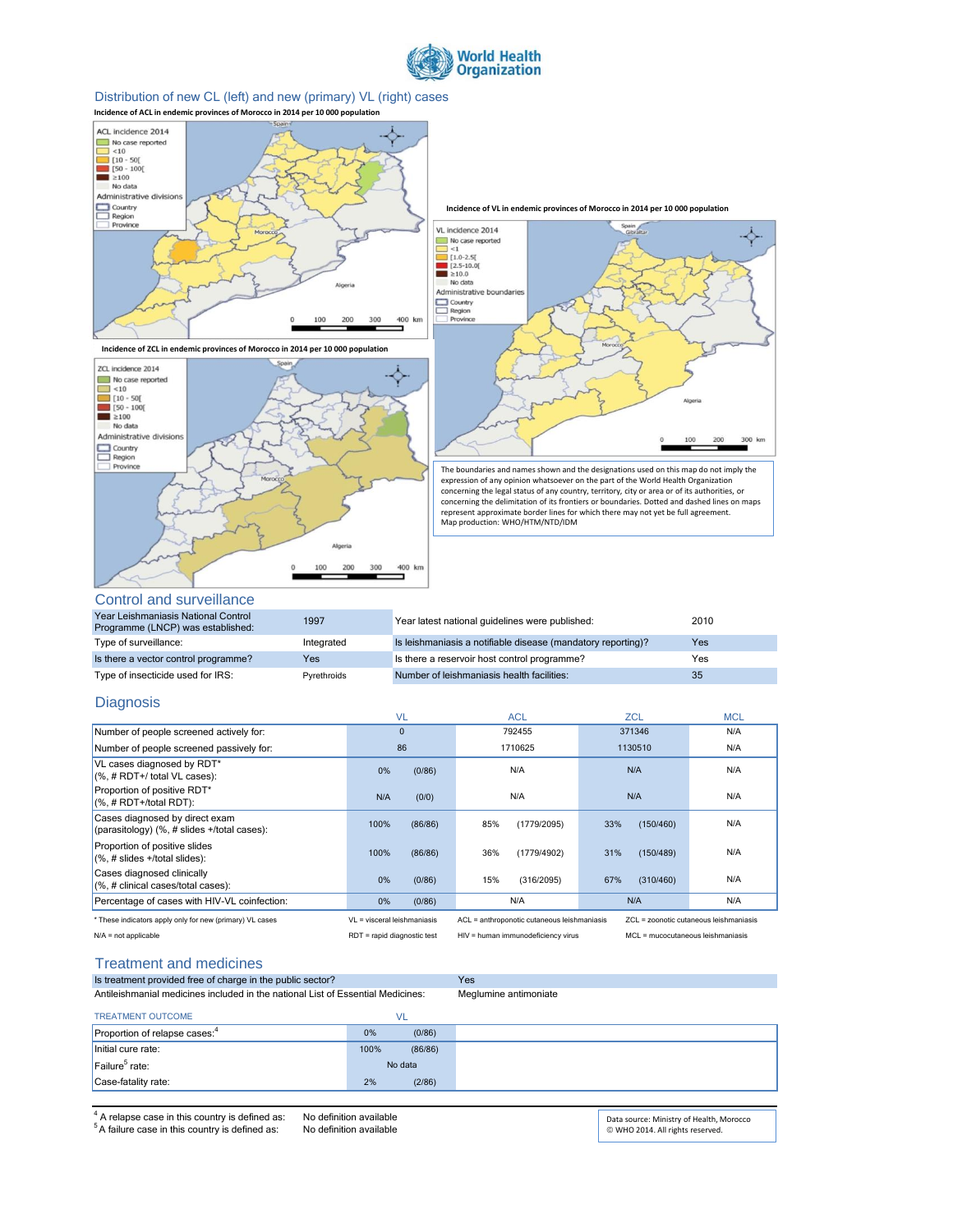World Health Organization

## Distribution of new CL (left) and new (primary) VL (right) cases

**Incidence of ACL in endemic provinces of Morocco in 2014 per 10 000 population**

ACL incidence 2014
No case reported
<10
[10 - 50[
[50 - 100[
≥100
No data
Administrative divisions
Country
Region
Province

Spain
Morocco
Algeria
0 100 200 300 400 km

**Incidence of VL in endemic provinces of Morocco in 2014 per 10 000 population**

VL incidence 2014
No case reported
<1
[1.0-2.5[
[2.5-10.0[
≥10.0
No data
Administrative boundaries
Country
Region
Province

Spain
Gibraltar
Morocco
Algeria
0 100 200 300 km

**Incidence of ZCL in endemic provinces of Morocco in 2014 per 10 000 population**

ZCL incidence 2014
No case reported
<10
[10 - 50[
[50 - 100[
≥100
No data
Administrative divisions
Country
Region
Province

Spain
Morocco
Algeria
0 100 200 300 400 km

The boundaries and names shown and the designations used on this map do not imply the expression of any opinion whatsoever on the part of the World Health Organization concerning the legal status of any country, territory, city or area or of its authorities, or concerning the delimitation of its frontiers or boundaries. Dotted and dashed lines on maps represent approximate border lines for which there may not yet be full agreement.
Map production: WHO/HTM/NTD/IDM

## Control and surveillance

| | | | |
|---|---|---|---|
| Year Leishmaniasis National Control Programme (LNCP) was established: | 1997 | Year latest national guidelines were published: | 2010 |
| Type of surveillance: | Integrated | Is leishmaniasis a notifiable disease (mandatory reporting)? | Yes |
| Is there a vector control programme? | Yes | Is there a reservoir host control programme? | Yes |
| Type of insecticide used for IRS: | Pyrethroids | Number of leishmaniasis health facilities: | 35 |

## Diagnosis

| | VL | | ACL | | ZCL | | MCL |
|---|---|---|---|---|---|---|---|
| Number of people screened actively for: | 0 | | 792455 | | 371346 | | N/A |
| Number of people screened passively for: | 86 | | 1710625 | | 1130510 | | N/A |
| VL cases diagnosed by RDT* (%, # RDT+/ total VL cases): | 0% | (0/86) | N/A | | N/A | | N/A |
| Proportion of positive RDT* (%, # RDT+/total RDT): | N/A | (0/0) | N/A | | N/A | | N/A |
| Cases diagnosed by direct exam (parasitology) (%, # slides +/total cases): | 100% | (86/86) | 85% | (1779/2095) | 33% | (150/460) | N/A |
| Proportion of positive slides (%, # slides +/total slides): | 100% | (86/86) | 36% | (1779/4902) | 31% | (150/489) | N/A |
| Cases diagnosed clinically (%, # clinical cases/total cases): | 0% | (0/86) | 15% | (316/2095) | 67% | (310/460) | N/A |
| Percentage of cases with HIV-VL coinfection: | 0% | (0/86) | N/A | | N/A | | N/A |

\* These indicators apply only for new (primary) VL cases
N/A = not applicable
VL = visceral leishmaniasis
RDT = rapid diagnostic test
ACL = anthroponotic cutaneous leishmaniasis
HIV = human immunodeficiency virus
ZCL = zoonotic cutaneous leishmaniasis
MCL = mucocutaneous leishmaniasis

## Treatment and medicines

| | |
|---|---|
| Is treatment provided free of charge in the public sector? | Yes |
| Antileishmanial medicines included in the national List of Essential Medicines: | Meglumine antimoniate |

| TREATMENT OUTCOME | VL | |
|---|---|---|
| Proportion of relapse cases:[4] | 0% | (0/86) |
| Initial cure rate: | 100% | (86/86) |
| Failure[5] rate: | No data | |
| Case-fatality rate: | 2% | (2/86) |

[4] A relapse case in this country is defined as: No definition available
[5] A failure case in this country is defined as: No definition available

Data source: Ministry of Health, Morocco
© WHO 2014. All rights reserved.